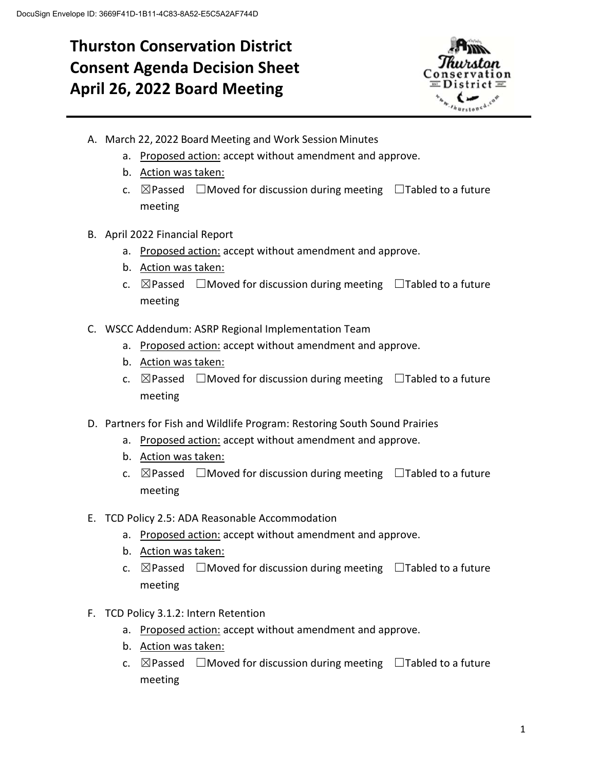DocuSign Envelope ID: 3669F41D-1B11-4C83-8A52-E5C5A2AF744D

# Thurston Conservation District Consent Agenda Decision Sheet April 26, 2022 Board Meeting

A. March 22, 2022 Board Meeting and Work Session Minutes
   a. Proposed action: accept without amendment and approve.
   b. Action was taken:
   c. ☒Passed ☐Moved for discussion during meeting ☐Tabled to a future meeting

B. April 2022 Financial Report
   a. Proposed action: accept without amendment and approve.
   b. Action was taken:
   c. ☒Passed ☐Moved for discussion during meeting ☐Tabled to a future meeting

C. WSCC Addendum: ASRP Regional Implementation Team
   a. Proposed action: accept without amendment and approve.
   b. Action was taken:
   c. ☒Passed ☐Moved for discussion during meeting ☐Tabled to a future meeting

D. Partners for Fish and Wildlife Program: Restoring South Sound Prairies
   a. Proposed action: accept without amendment and approve.
   b. Action was taken:
   c. ☒Passed ☐Moved for discussion during meeting ☐Tabled to a future meeting

E. TCD Policy 2.5: ADA Reasonable Accommodation
   a. Proposed action: accept without amendment and approve.
   b. Action was taken:
   c. ☒Passed ☐Moved for discussion during meeting ☐Tabled to a future meeting

F. TCD Policy 3.1.2: Intern Retention
   a. Proposed action: accept without amendment and approve.
   b. Action was taken:
   c. ☒Passed ☐Moved for discussion during meeting ☐Tabled to a future meeting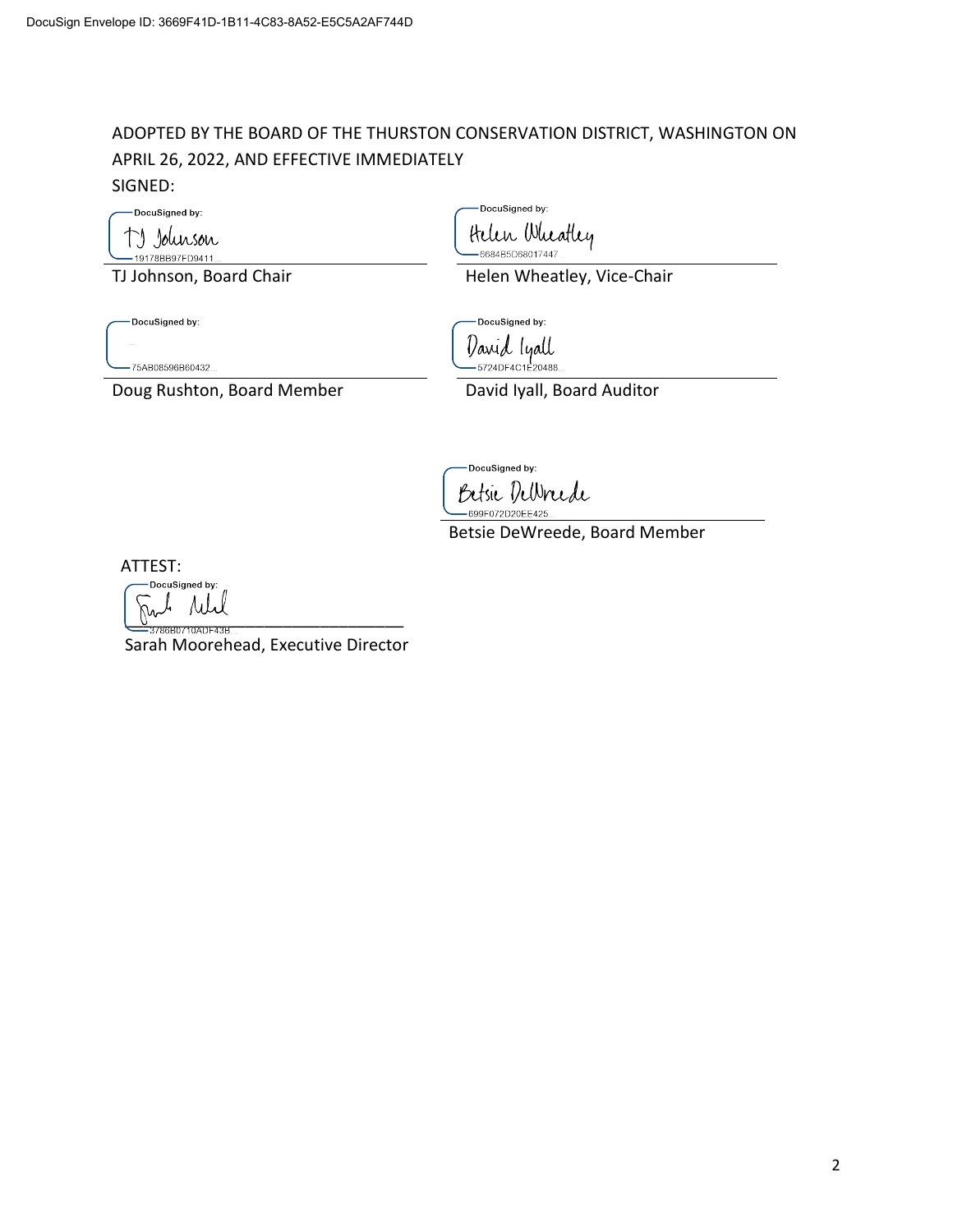DocuSign Envelope ID: 3669F41D-1B11-4C83-8A52-E5C5A2AF744D

ADOPTED BY THE BOARD OF THE THURSTON CONSERVATION DISTRICT, WASHINGTON ON APRIL 26, 2022, AND EFFECTIVE IMMEDIATELY

SIGNED:

DocuSigned by:
TJ Johnson
19178BB97FD9411...

TJ Johnson, Board Chair

DocuSigned by:
Helen Wheatley
6684B5D68017447...

Helen Wheatley, Vice-Chair

DocuSigned by:
75AB08596B60432...

Doug Rushton, Board Member

DocuSigned by:
David Iyall
5724DF4C1E20488...

David Iyall, Board Auditor

DocuSigned by:
Betsie DeWreede
699F072D20EE425...

Betsie DeWreede, Board Member

ATTEST:

DocuSigned by:
3786B0710ADF43B...

Sarah Moorehead, Executive Director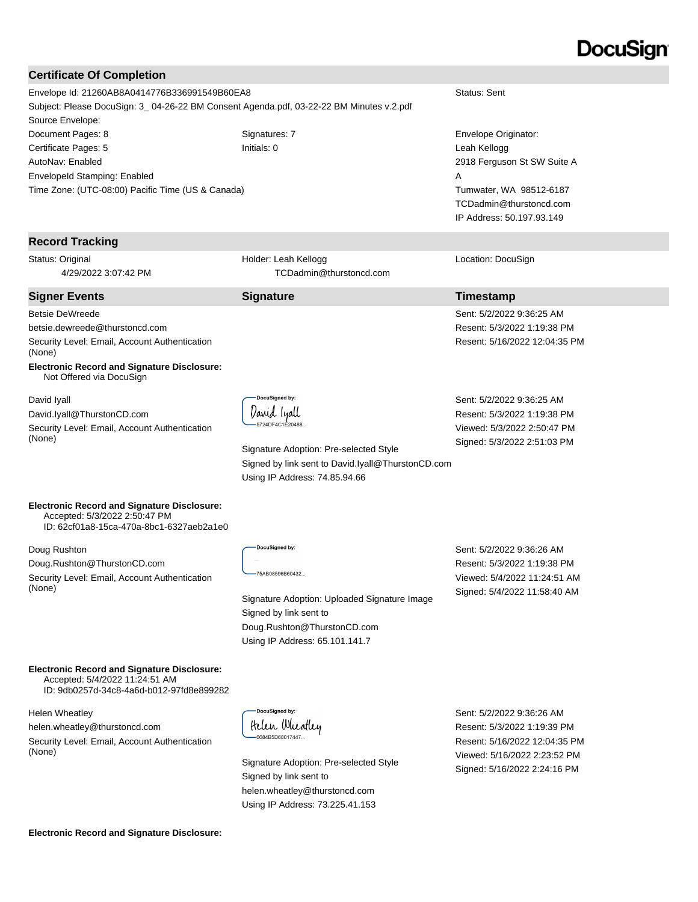DocuSign

## Certificate Of Completion

Envelope Id: 21260AB8A0414776B336991549B60EA8

Subject: Please DocuSign: 3_ 04-26-22 BM Consent Agenda.pdf, 03-22-22 BM Minutes v.2.pdf

Source Envelope:

Document Pages: 8

Certificate Pages: 5

AutoNav: Enabled

EnvelopeId Stamping: Enabled

Time Zone: (UTC-08:00) Pacific Time (US & Canada)

Signatures: 7

Initials: 0

Status: Sent

Envelope Originator:
Leah Kellogg
2918 Ferguson St SW Suite A
A
Tumwater, WA 98512-6187
TCDadmin@thurstoncd.com
IP Address: 50.197.93.149

## Record Tracking

| | | |
|---|---|---|
| Status: Original<br>4/29/2022 3:07:42 PM | Holder: Leah Kellogg<br>TCDadmin@thurstoncd.com | Location: DocuSign |

## Signer Events

| Signer Events | Signature | Timestamp |
|---|---|---|
| Betsie DeWreede<br>betsie.dewreede@thurstoncd.com<br>Security Level: Email, Account Authentication (None) | | Sent: 5/2/2022 9:36:25 AM<br>Resent: 5/3/2022 1:19:38 PM<br>Resent: 5/16/2022 12:04:35 PM |
| **Electronic Record and Signature Disclosure:**<br>Not Offered via DocuSign | | |
| David Iyall<br>David.Iyall@ThurstonCD.com<br>Security Level: Email, Account Authentication (None) | DocuSigned by: David Iyall<br>5724DF4C1E20488...<br>Signature Adoption: Pre-selected Style<br>Signed by link sent to David.Iyall@ThurstonCD.com<br>Using IP Address: 74.85.94.66 | Sent: 5/2/2022 9:36:25 AM<br>Resent: 5/3/2022 1:19:38 PM<br>Viewed: 5/3/2022 2:50:47 PM<br>Signed: 5/3/2022 2:51:03 PM |
| **Electronic Record and Signature Disclosure:**<br>Accepted: 5/3/2022 2:50:47 PM<br>ID: 62cf01a8-15ca-470a-8bc1-6327aeb2a1e0 | | |
| Doug Rushton<br>Doug.Rushton@ThurstonCD.com<br>Security Level: Email, Account Authentication (None) | DocuSigned by:<br>75AB08596B60432...<br>Signature Adoption: Uploaded Signature Image<br>Signed by link sent to Doug.Rushton@ThurstonCD.com<br>Using IP Address: 65.101.141.7 | Sent: 5/2/2022 9:36:26 AM<br>Resent: 5/3/2022 1:19:38 PM<br>Viewed: 5/4/2022 11:24:51 AM<br>Signed: 5/4/2022 11:58:40 AM |
| **Electronic Record and Signature Disclosure:**<br>Accepted: 5/4/2022 11:24:51 AM<br>ID: 9db0257d-34c8-4a6d-b012-97fd8e899282 | | |
| Helen Wheatley<br>helen.wheatley@thurstoncd.com<br>Security Level: Email, Account Authentication (None) | DocuSigned by: Helen Wheatley<br>6684B5D68017447...<br>Signature Adoption: Pre-selected Style<br>Signed by link sent to helen.wheatley@thurstoncd.com<br>Using IP Address: 73.225.41.153 | Sent: 5/2/2022 9:36:26 AM<br>Resent: 5/3/2022 1:19:39 PM<br>Resent: 5/16/2022 12:04:35 PM<br>Viewed: 5/16/2022 2:23:52 PM<br>Signed: 5/16/2022 2:24:16 PM |
| **Electronic Record and Signature Disclosure:** | | |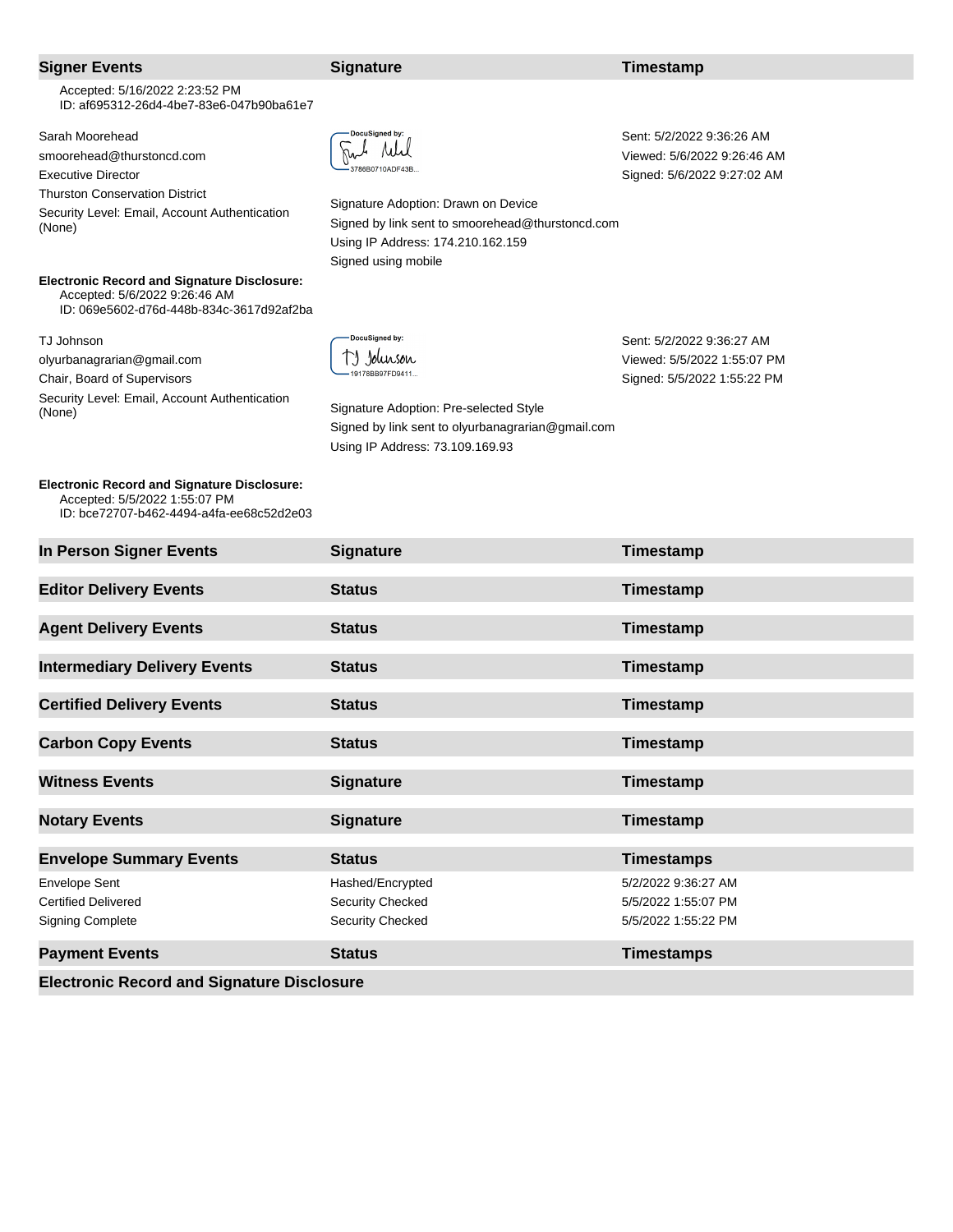| Signer Events | Signature | Timestamp |
|---|---|---|
| Accepted: 5/16/2022 2:23:52 PM<br>ID: af695312-26d4-4be7-83e6-047b90ba61e7 | | |
| Sarah Moorehead<br>smoorehead@thurstoncd.com<br>Executive Director<br>Thurston Conservation District<br>Security Level: Email, Account Authentication (None) | DocuSigned by:<br>3786B0710ADF43B...<br><br>Signature Adoption: Drawn on Device<br>Signed by link sent to smoorehead@thurstoncd.com<br>Using IP Address: 174.210.162.159<br>Signed using mobile | Sent: 5/2/2022 9:36:26 AM<br>Viewed: 5/6/2022 9:26:46 AM<br>Signed: 5/6/2022 9:27:02 AM |
| **Electronic Record and Signature Disclosure:**<br>Accepted: 5/6/2022 9:26:46 AM<br>ID: 069e5602-d76d-448b-834c-3617d92af2ba | | |
| TJ Johnson<br>olyurbanagrarian@gmail.com<br>Chair, Board of Supervisors<br>Security Level: Email, Account Authentication (None) | DocuSigned by:<br>TJ Johnson<br>19178BB97FD9411...<br><br>Signature Adoption: Pre-selected Style<br>Signed by link sent to olyurbanagrarian@gmail.com<br>Using IP Address: 73.109.169.93 | Sent: 5/2/2022 9:36:27 AM<br>Viewed: 5/5/2022 1:55:07 PM<br>Signed: 5/5/2022 1:55:22 PM |
| **Electronic Record and Signature Disclosure:**<br>Accepted: 5/5/2022 1:55:07 PM<br>ID: bce72707-b462-4494-a4fa-ee68c52d2e03 | | |

| In Person Signer Events | Signature | Timestamp |
|---|---|---|

| Editor Delivery Events | Status | Timestamp |
|---|---|---|

| Agent Delivery Events | Status | Timestamp |
|---|---|---|

| Intermediary Delivery Events | Status | Timestamp |
|---|---|---|

| Certified Delivery Events | Status | Timestamp |
|---|---|---|

| Carbon Copy Events | Status | Timestamp |
|---|---|---|

| Witness Events | Signature | Timestamp |
|---|---|---|

| Notary Events | Signature | Timestamp |
|---|---|---|

| Envelope Summary Events | Status | Timestamps |
|---|---|---|
| Envelope Sent | Hashed/Encrypted | 5/2/2022 9:36:27 AM |
| Certified Delivered | Security Checked | 5/5/2022 1:55:07 PM |
| Signing Complete | Security Checked | 5/5/2022 1:55:22 PM |

| Payment Events | Status | Timestamps |
|---|---|---|

**Electronic Record and Signature Disclosure**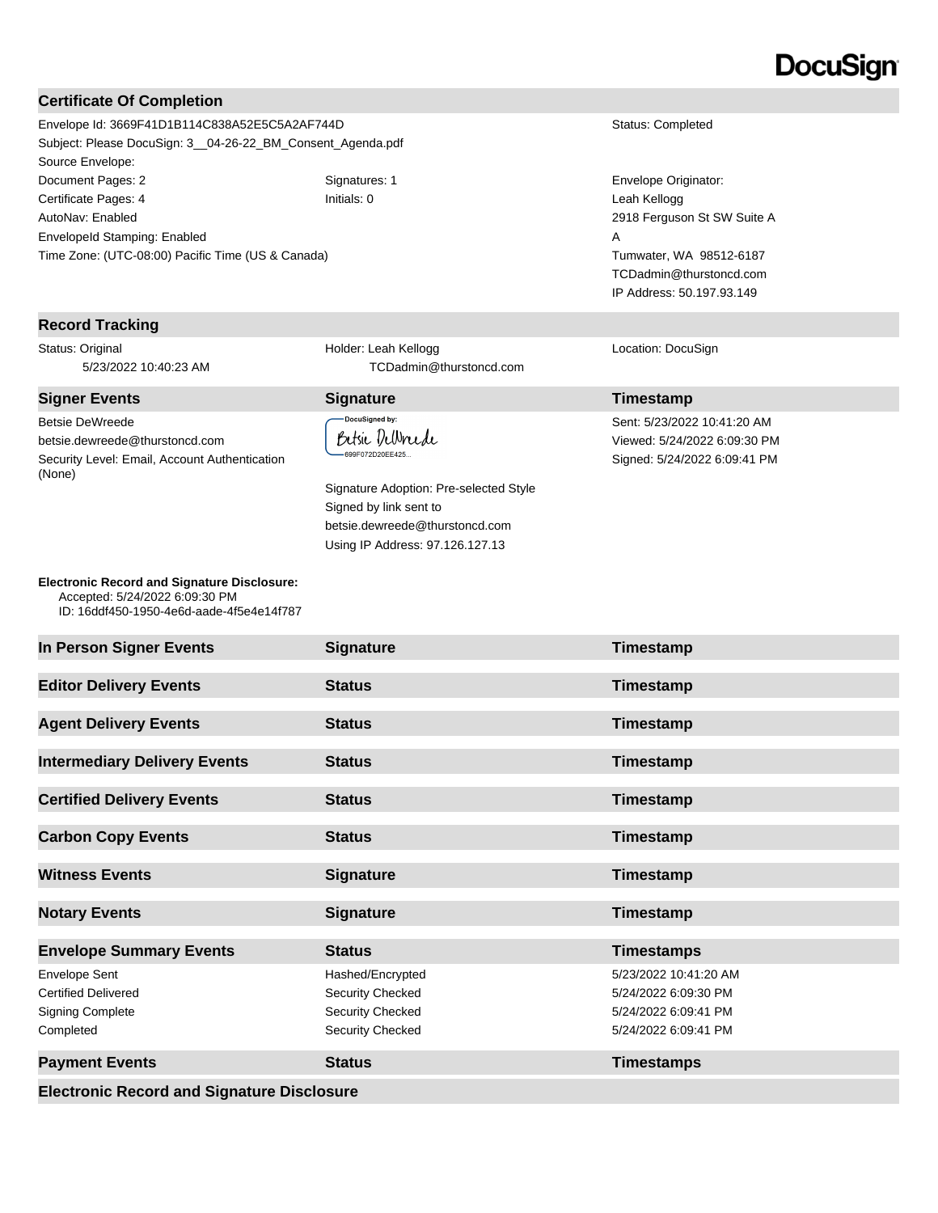DocuSign

## Certificate Of Completion

| | | |
|---|---|---|
| Envelope Id: 3669F41D1B114C838A52E5C5A2AF744D | | Status: Completed |
| Subject: Please DocuSign: 3__04-26-22_BM_Consent_Agenda.pdf | | |
| Source Envelope: | | |
| Document Pages: 2 | Signatures: 1 | Envelope Originator: |
| Certificate Pages: 4 | Initials: 0 | Leah Kellogg |
| AutoNav: Enabled | | 2918 Ferguson St SW Suite A |
| EnvelopeId Stamping: Enabled | | A |
| Time Zone: (UTC-08:00) Pacific Time (US & Canada) | | Tumwater, WA 98512-6187 |
| | | TCDadmin@thurstoncd.com |
| | | IP Address: 50.197.93.149 |

## Record Tracking

| | | |
|---|---|---|
| Status: Original<br>5/23/2022 10:40:23 AM | Holder: Leah Kellogg<br>TCDadmin@thurstoncd.com | Location: DocuSign |

| Signer Events | Signature | Timestamp |
|---|---|---|
| Betsie DeWreede<br>betsie.dewreede@thurstoncd.com<br>Security Level: Email, Account Authentication (None) | DocuSigned by: Betsie DeWreede 699F072D20EE425...<br><br>Signature Adoption: Pre-selected Style<br>Signed by link sent to betsie.dewreede@thurstoncd.com<br>Using IP Address: 97.126.127.13 | Sent: 5/23/2022 10:41:20 AM<br>Viewed: 5/24/2022 6:09:30 PM<br>Signed: 5/24/2022 6:09:41 PM |

**Electronic Record and Signature Disclosure:**
Accepted: 5/24/2022 6:09:30 PM
ID: 16ddf450-1950-4e6d-aade-4f5e4e14f787

| In Person Signer Events | Signature | Timestamp |
|---|---|---|

| Editor Delivery Events | Status | Timestamp |
|---|---|---|

| Agent Delivery Events | Status | Timestamp |
|---|---|---|

| Intermediary Delivery Events | Status | Timestamp |
|---|---|---|

| Certified Delivery Events | Status | Timestamp |
|---|---|---|

| Carbon Copy Events | Status | Timestamp |
|---|---|---|

| Witness Events | Signature | Timestamp |
|---|---|---|

| Notary Events | Signature | Timestamp |
|---|---|---|

| Envelope Summary Events | Status | Timestamps |
|---|---|---|
| Envelope Sent | Hashed/Encrypted | 5/23/2022 10:41:20 AM |
| Certified Delivered | Security Checked | 5/24/2022 6:09:30 PM |
| Signing Complete | Security Checked | 5/24/2022 6:09:41 PM |
| Completed | Security Checked | 5/24/2022 6:09:41 PM |

| Payment Events | Status | Timestamps |
|---|---|---|

## Electronic Record and Signature Disclosure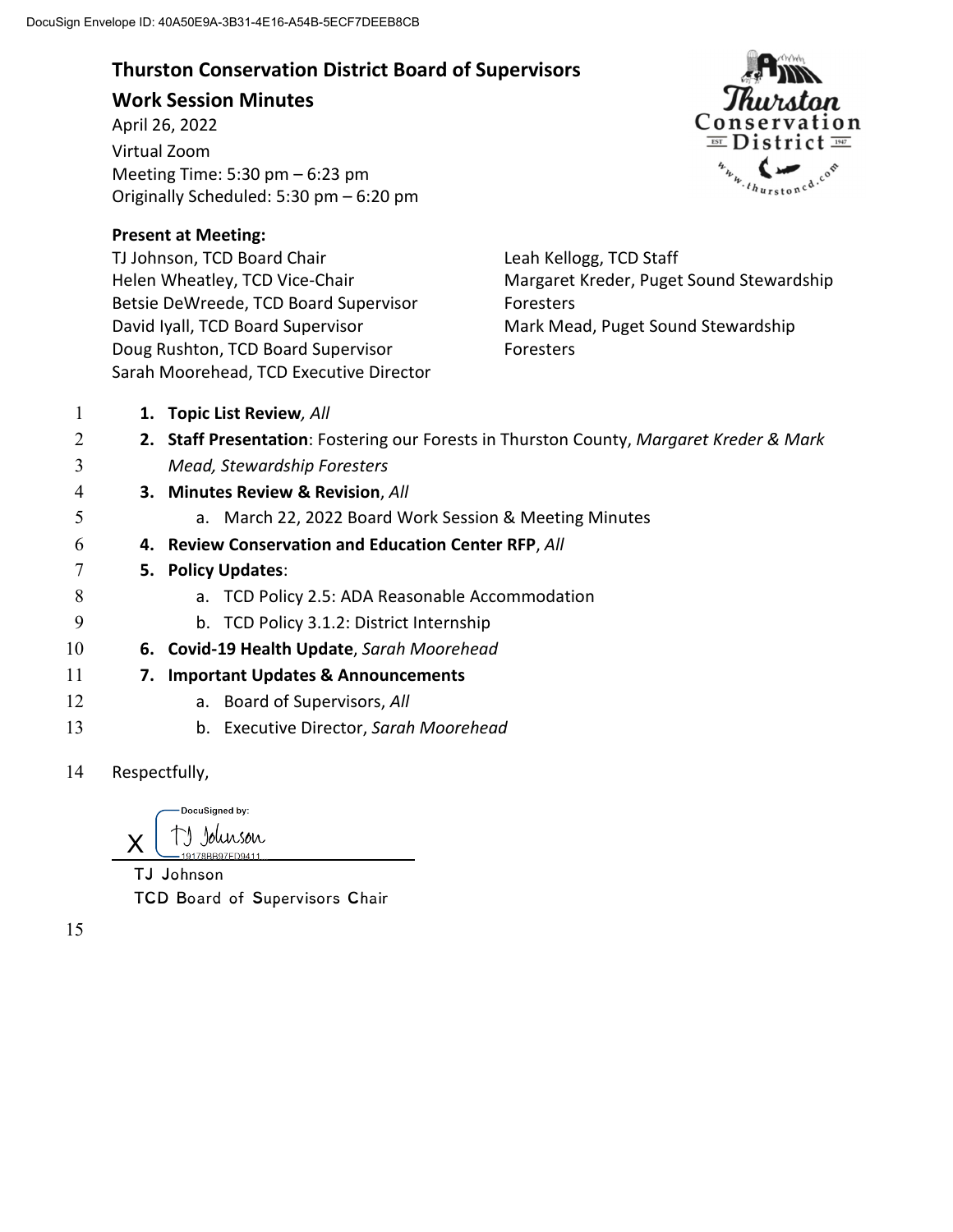DocuSign Envelope ID: 40A50E9A-3B31-4E16-A54B-5ECF7DEEB8CB

# Thurston Conservation District Board of Supervisors

## Work Session Minutes

April 26, 2022
Virtual Zoom
Meeting Time: 5:30 pm – 6:23 pm
Originally Scheduled: 5:30 pm – 6:20 pm

**Present at Meeting:**

TJ Johnson, TCD Board Chair
Helen Wheatley, TCD Vice-Chair
Betsie DeWreede, TCD Board Supervisor
David Iyall, TCD Board Supervisor
Doug Rushton, TCD Board Supervisor
Sarah Moorehead, TCD Executive Director
Leah Kellogg, TCD Staff
Margaret Kreder, Puget Sound Stewardship Foresters
Mark Mead, Puget Sound Stewardship Foresters

1. **Topic List Review**, *All*
2. **Staff Presentation**: Fostering our Forests in Thurston County, *Margaret Kreder & Mark Mead, Stewardship Foresters*
3. **Minutes Review & Revision**, *All*
   a. March 22, 2022 Board Work Session & Meeting Minutes
4. **Review Conservation and Education Center RFP**, *All*
5. **Policy Updates**:
   a. TCD Policy 2.5: ADA Reasonable Accommodation
   b. TCD Policy 3.1.2: District Internship
6. **Covid-19 Health Update**, *Sarah Moorehead*
7. **Important Updates & Announcements**
   a. Board of Supervisors, *All*
   b. Executive Director, *Sarah Moorehead*

Respectfully,

DocuSigned by:
X TJ Johnson
19178BB97ED9411...

TJ Johnson
TCD Board of Supervisors Chair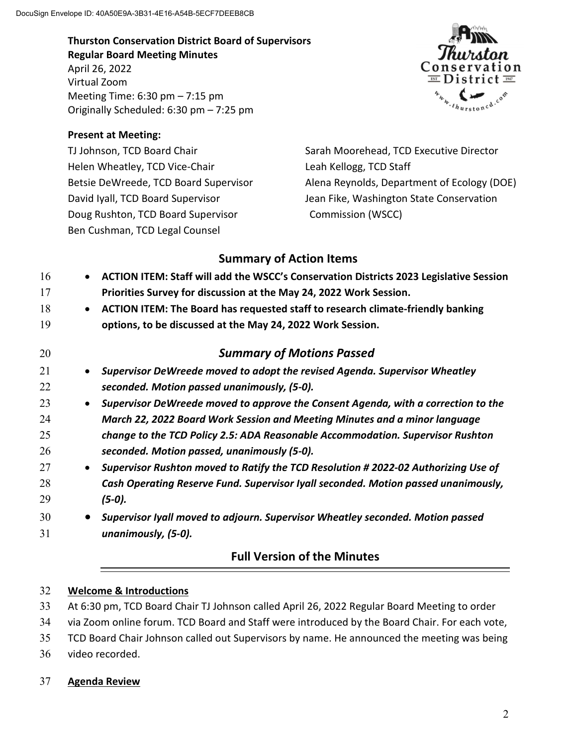DocuSign Envelope ID: 40A50E9A-3B31-4E16-A54B-5ECF7DEEB8CB

**Thurston Conservation District Board of Supervisors**
**Regular Board Meeting Minutes**
April 26, 2022
Virtual Zoom
Meeting Time: 6:30 pm – 7:15 pm
Originally Scheduled: 6:30 pm – 7:25 pm

**Present at Meeting:**

TJ Johnson, TCD Board Chair
Helen Wheatley, TCD Vice-Chair
Betsie DeWreede, TCD Board Supervisor
David Iyall, TCD Board Supervisor
Doug Rushton, TCD Board Supervisor
Ben Cushman, TCD Legal Counsel

Sarah Moorehead, TCD Executive Director
Leah Kellogg, TCD Staff
Alena Reynolds, Department of Ecology (DOE)
Jean Fike, Washington State Conservation Commission (WSCC)

## Summary of Action Items

- **ACTION ITEM: Staff will add the WSCC's Conservation Districts 2023 Legislative Session Priorities Survey for discussion at the May 24, 2022 Work Session.**
- **ACTION ITEM: The Board has requested staff to research climate-friendly banking options, to be discussed at the May 24, 2022 Work Session.**

## *Summary of Motions Passed*

- ***Supervisor DeWreede moved to adopt the revised Agenda. Supervisor Wheatley seconded. Motion passed unanimously, (5-0).***
- ***Supervisor DeWreede moved to approve the Consent Agenda, with a correction to the March 22, 2022 Board Work Session and Meeting Minutes and a minor language change to the TCD Policy 2.5: ADA Reasonable Accommodation. Supervisor Rushton seconded. Motion passed, unanimously (5-0).***
- ***Supervisor Rushton moved to Ratify the TCD Resolution # 2022-02 Authorizing Use of Cash Operating Reserve Fund. Supervisor Iyall seconded. Motion passed unanimously, (5-0).***
- ***Supervisor Iyall moved to adjourn. Supervisor Wheatley seconded. Motion passed unanimously, (5-0).***

## Full Version of the Minutes

**Welcome & Introductions**

At 6:30 pm, TCD Board Chair TJ Johnson called April 26, 2022 Regular Board Meeting to order via Zoom online forum. TCD Board and Staff were introduced by the Board Chair. For each vote, TCD Board Chair Johnson called out Supervisors by name. He announced the meeting was being video recorded.

**Agenda Review**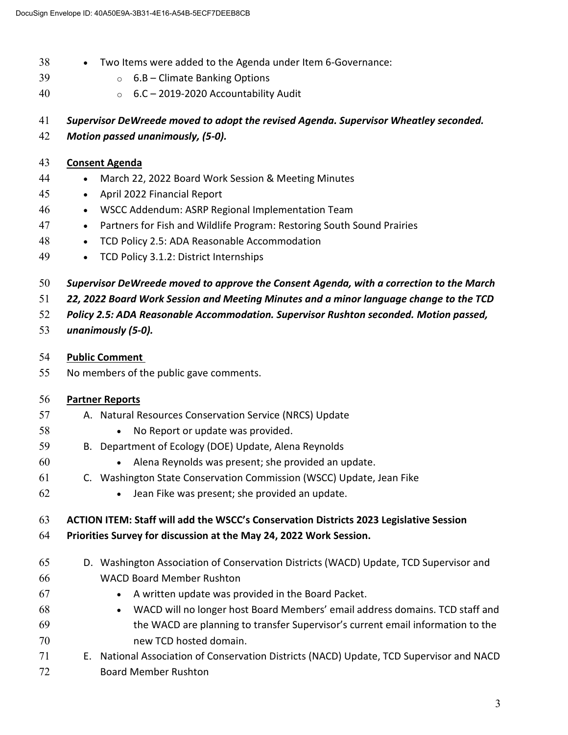- Two Items were added to the Agenda under Item 6-Governance:
  - 6.B – Climate Banking Options
  - 6.C – 2019-2020 Accountability Audit

***Supervisor DeWreede moved to adopt the revised Agenda. Supervisor Wheatley seconded. Motion passed unanimously, (5-0).***

**Consent Agenda**

- March 22, 2022 Board Work Session & Meeting Minutes
- April 2022 Financial Report
- WSCC Addendum: ASRP Regional Implementation Team
- Partners for Fish and Wildlife Program: Restoring South Sound Prairies
- TCD Policy 2.5: ADA Reasonable Accommodation
- TCD Policy 3.1.2: District Internships

***Supervisor DeWreede moved to approve the Consent Agenda, with a correction to the March 22, 2022 Board Work Session and Meeting Minutes and a minor language change to the TCD Policy 2.5: ADA Reasonable Accommodation. Supervisor Rushton seconded. Motion passed, unanimously (5-0).***

**Public Comment**

No members of the public gave comments.

**Partner Reports**

A. Natural Resources Conservation Service (NRCS) Update
   - No Report or update was provided.

B. Department of Ecology (DOE) Update, Alena Reynolds
   - Alena Reynolds was present; she provided an update.

C. Washington State Conservation Commission (WSCC) Update, Jean Fike
   - Jean Fike was present; she provided an update.

**ACTION ITEM: Staff will add the WSCC's Conservation Districts 2023 Legislative Session Priorities Survey for discussion at the May 24, 2022 Work Session.**

D. Washington Association of Conservation Districts (WACD) Update, TCD Supervisor and WACD Board Member Rushton
   - A written update was provided in the Board Packet.
   - WACD will no longer host Board Members' email address domains. TCD staff and the WACD are planning to transfer Supervisor's current email information to the new TCD hosted domain.

E. National Association of Conservation Districts (NACD) Update, TCD Supervisor and NACD Board Member Rushton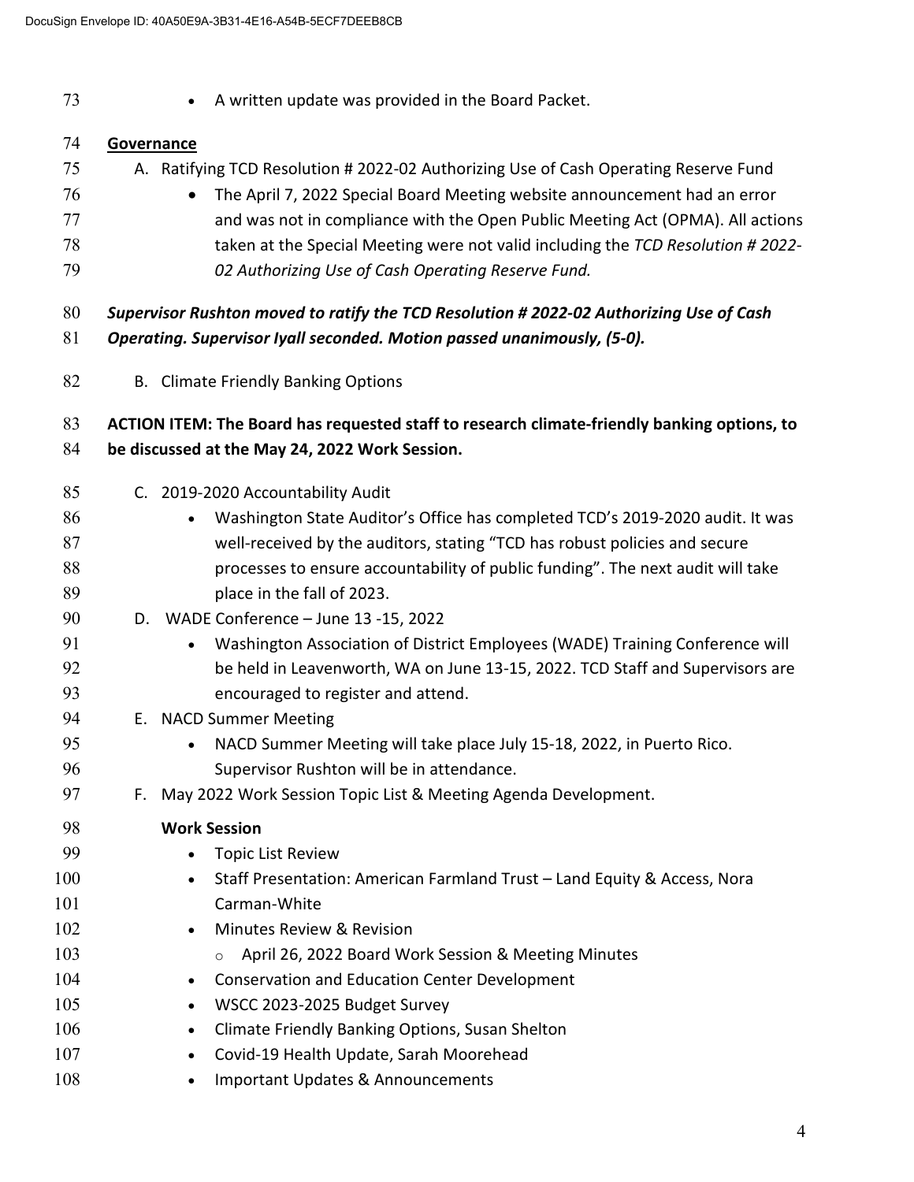- A written update was provided in the Board Packet.

**Governance**

A. Ratifying TCD Resolution # 2022-02 Authorizing Use of Cash Operating Reserve Fund
   - The April 7, 2022 Special Board Meeting website announcement had an error and was not in compliance with the Open Public Meeting Act (OPMA). All actions taken at the Special Meeting were not valid including the *TCD Resolution # 2022-02 Authorizing Use of Cash Operating Reserve Fund.*

***Supervisor Rushton moved to ratify the TCD Resolution # 2022-02 Authorizing Use of Cash Operating. Supervisor Iyall seconded. Motion passed unanimously, (5-0).***

B. Climate Friendly Banking Options

**ACTION ITEM: The Board has requested staff to research climate-friendly banking options, to be discussed at the May 24, 2022 Work Session.**

C. 2019-2020 Accountability Audit
   - Washington State Auditor's Office has completed TCD's 2019-2020 audit. It was well-received by the auditors, stating "TCD has robust policies and secure processes to ensure accountability of public funding". The next audit will take place in the fall of 2023.

D. WADE Conference – June 13 -15, 2022
   - Washington Association of District Employees (WADE) Training Conference will be held in Leavenworth, WA on June 13-15, 2022. TCD Staff and Supervisors are encouraged to register and attend.

E. NACD Summer Meeting
   - NACD Summer Meeting will take place July 15-18, 2022, in Puerto Rico. Supervisor Rushton will be in attendance.

F. May 2022 Work Session Topic List & Meeting Agenda Development.

**Work Session**

- Topic List Review
- Staff Presentation: American Farmland Trust – Land Equity & Access, Nora Carman-White
- Minutes Review & Revision
  - April 26, 2022 Board Work Session & Meeting Minutes
- Conservation and Education Center Development
- WSCC 2023-2025 Budget Survey
- Climate Friendly Banking Options, Susan Shelton
- Covid-19 Health Update, Sarah Moorehead
- Important Updates & Announcements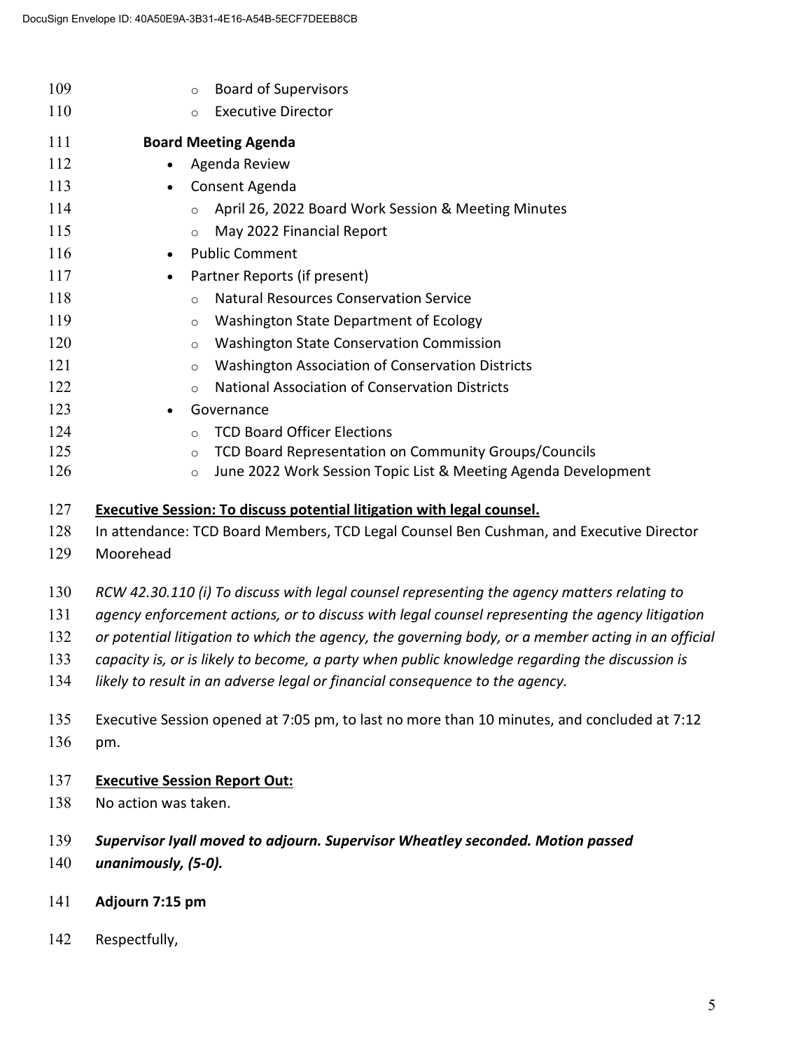- Board of Supervisors
- Executive Director

**Board Meeting Agenda**

- Agenda Review
- Consent Agenda
  - April 26, 2022 Board Work Session & Meeting Minutes
  - May 2022 Financial Report
- Public Comment
- Partner Reports (if present)
  - Natural Resources Conservation Service
  - Washington State Department of Ecology
  - Washington State Conservation Commission
  - Washington Association of Conservation Districts
  - National Association of Conservation Districts
- Governance
  - TCD Board Officer Elections
  - TCD Board Representation on Community Groups/Councils
  - June 2022 Work Session Topic List & Meeting Agenda Development

**Executive Session: To discuss potential litigation with legal counsel.**

In attendance: TCD Board Members, TCD Legal Counsel Ben Cushman, and Executive Director Moorehead

*RCW 42.30.110 (i) To discuss with legal counsel representing the agency matters relating to agency enforcement actions, or to discuss with legal counsel representing the agency litigation or potential litigation to which the agency, the governing body, or a member acting in an official capacity is, or is likely to become, a party when public knowledge regarding the discussion is likely to result in an adverse legal or financial consequence to the agency.*

Executive Session opened at 7:05 pm, to last no more than 10 minutes, and concluded at 7:12 pm.

**Executive Session Report Out:**

No action was taken.

***Supervisor Iyall moved to adjourn. Supervisor Wheatley seconded. Motion passed unanimously, (5-0).***

**Adjourn 7:15 pm**

Respectfully,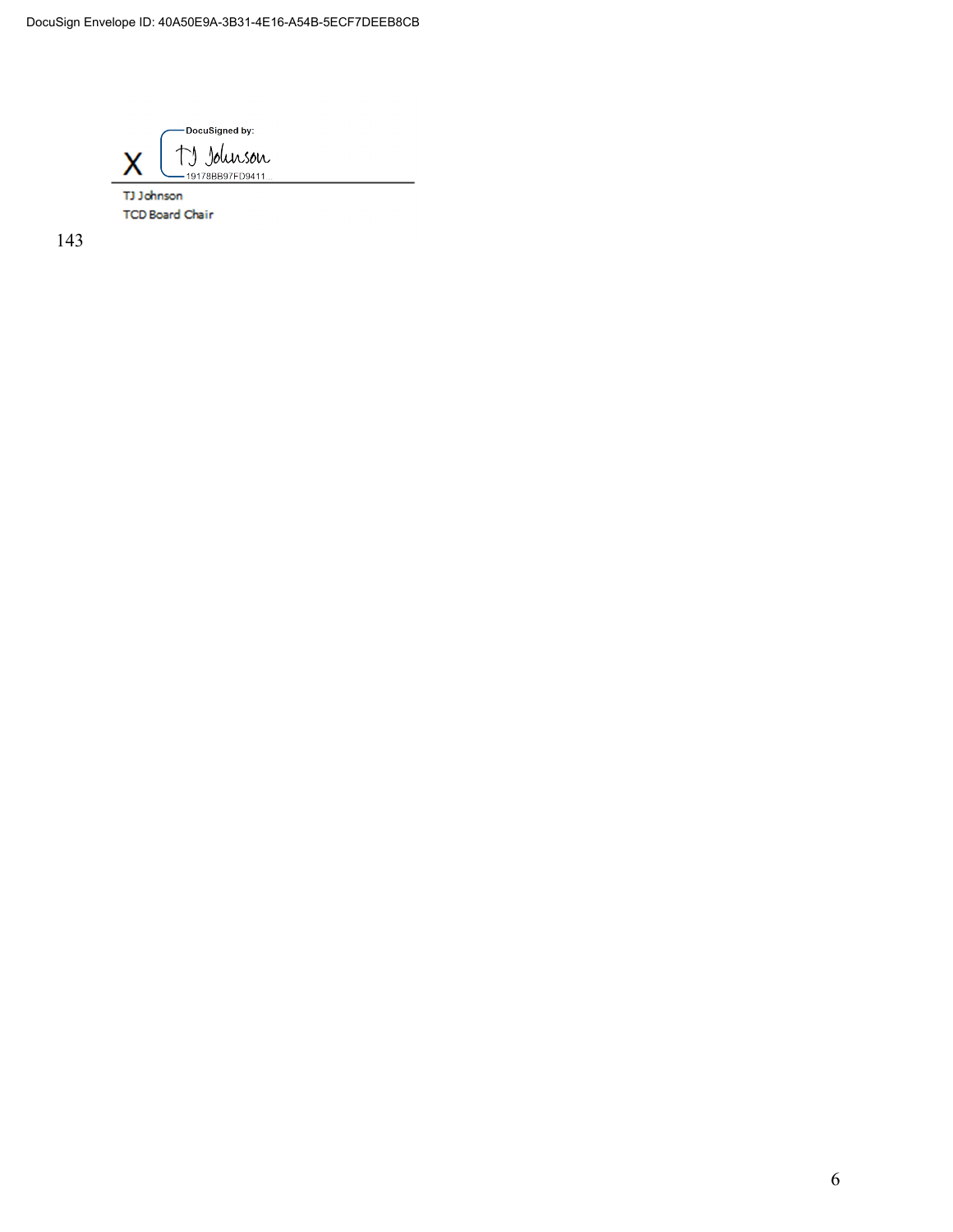X DocuSigned by: TJ Johnson 19178BB97FD9411...

TJ Johnson
TCD Board Chair

143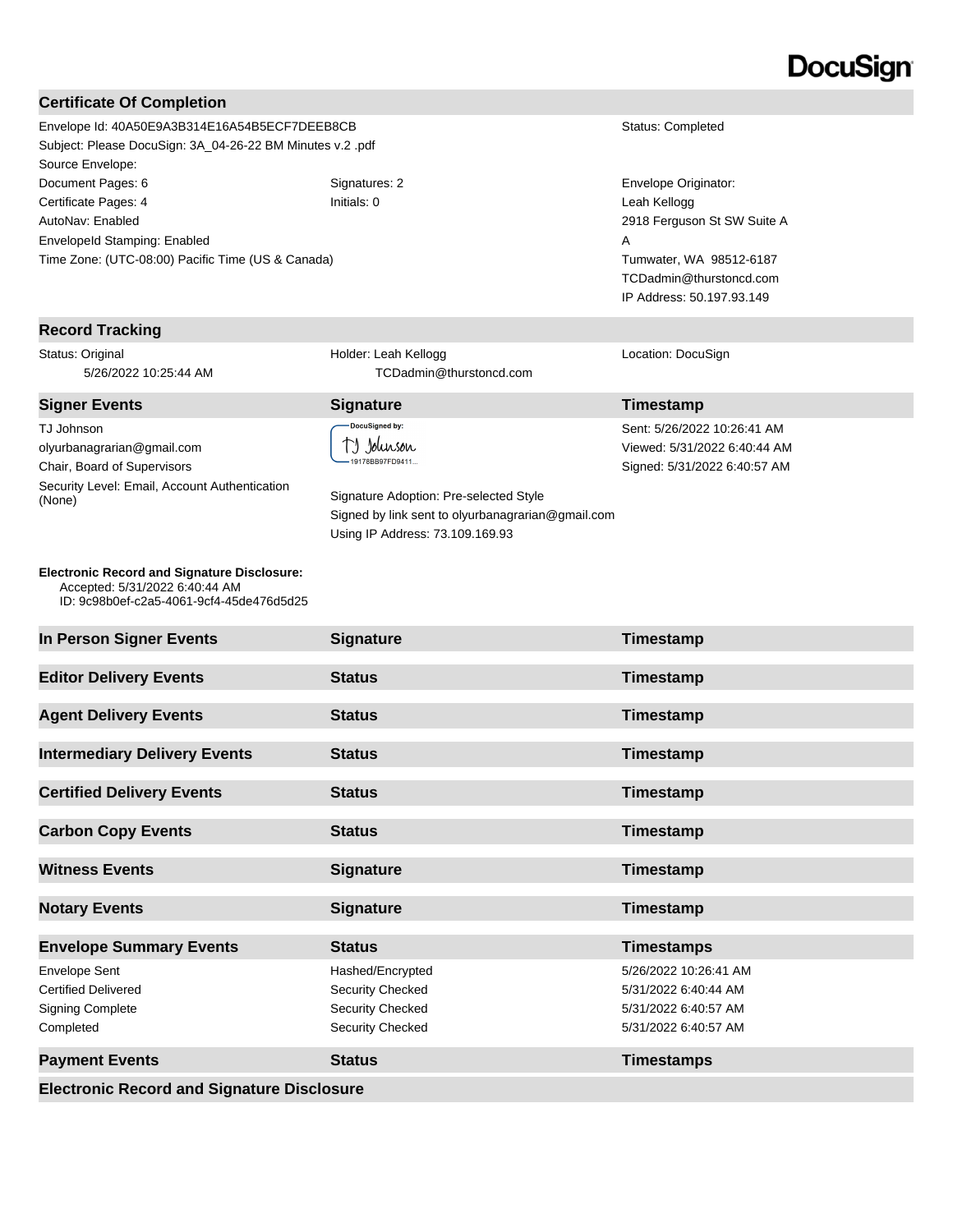DocuSign

## Certificate Of Completion

| | | |
|---|---|---|
| Envelope Id: 40A50E9A3B314E16A54B5ECF7DEEB8CB | | Status: Completed |
| Subject: Please DocuSign: 3A_04-26-22 BM Minutes v.2 .pdf | | |
| Source Envelope: | | |
| Document Pages: 6 | Signatures: 2 | Envelope Originator: |
| Certificate Pages: 4 | Initials: 0 | Leah Kellogg |
| AutoNav: Enabled | | 2918 Ferguson St SW Suite A |
| EnvelopeId Stamping: Enabled | | A |
| Time Zone: (UTC-08:00) Pacific Time (US & Canada) | | Tumwater, WA 98512-6187 |
| | | TCDadmin@thurstoncd.com |
| | | IP Address: 50.197.93.149 |

## Record Tracking

| | | |
|---|---|---|
| Status: Original<br>5/26/2022 10:25:44 AM | Holder: Leah Kellogg<br>TCDadmin@thurstoncd.com | Location: DocuSign |

| Signer Events | Signature | Timestamp |
|---|---|---|
| TJ Johnson<br>olyurbanagrarian@gmail.com<br>Chair, Board of Supervisors<br>Security Level: Email, Account Authentication (None) | DocuSigned by:<br>TJ Johnson<br>19178BB97FD9411...<br><br>Signature Adoption: Pre-selected Style<br>Signed by link sent to olyurbanagrarian@gmail.com<br>Using IP Address: 73.109.169.93 | Sent: 5/26/2022 10:26:41 AM<br>Viewed: 5/31/2022 6:40:44 AM<br>Signed: 5/31/2022 6:40:57 AM |

**Electronic Record and Signature Disclosure:**
Accepted: 5/31/2022 6:40:44 AM
ID: 9c98b0ef-c2a5-4061-9cf4-45de476d5d25

| In Person Signer Events | Signature | Timestamp |
|---|---|---|

| Editor Delivery Events | Status | Timestamp |
|---|---|---|

| Agent Delivery Events | Status | Timestamp |
|---|---|---|

| Intermediary Delivery Events | Status | Timestamp |
|---|---|---|

| Certified Delivery Events | Status | Timestamp |
|---|---|---|

| Carbon Copy Events | Status | Timestamp |
|---|---|---|

| Witness Events | Signature | Timestamp |
|---|---|---|

| Notary Events | Signature | Timestamp |
|---|---|---|

| Envelope Summary Events | Status | Timestamps |
|---|---|---|
| Envelope Sent | Hashed/Encrypted | 5/26/2022 10:26:41 AM |
| Certified Delivered | Security Checked | 5/31/2022 6:40:44 AM |
| Signing Complete | Security Checked | 5/31/2022 6:40:57 AM |
| Completed | Security Checked | 5/31/2022 6:40:57 AM |

| Payment Events | Status | Timestamps |
|---|---|---|

## Electronic Record and Signature Disclosure